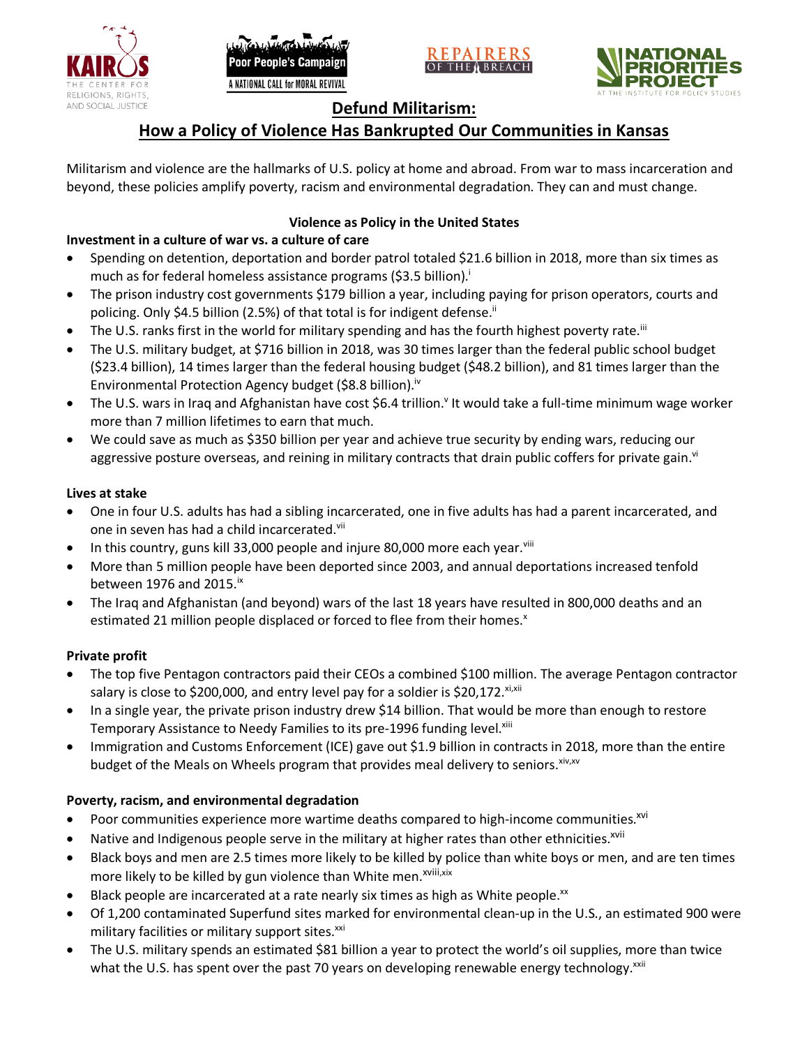# Defund Militarism:

## How a Policy of Violence Has Bankrupted Our Communities in Kansas

Militarism and violence are the hallmarks of U.S. policy at home and abroad. From war to mass incarceration and beyond, these policies amplify poverty, racism and environmental degradation. They can and must change.

### Violence as Policy in the United States

**Investment in a culture of war vs. a culture of care**

- Spending on detention, deportation and border patrol totaled $21.6 billion in 2018, more than six times as much as for federal homeless assistance programs ($3.5 billion).[i]
- The prison industry cost governments $179 billion a year, including paying for prison operators, courts and policing. Only $4.5 billion (2.5%) of that total is for indigent defense.[ii]
- The U.S. ranks first in the world for military spending and has the fourth highest poverty rate.[iii]
- The U.S. military budget, at $716 billion in 2018, was 30 times larger than the federal public school budget ($23.4 billion), 14 times larger than the federal housing budget ($48.2 billion), and 81 times larger than the Environmental Protection Agency budget ($8.8 billion).[iv]
- The U.S. wars in Iraq and Afghanistan have cost $6.4 trillion.[v] It would take a full-time minimum wage worker more than 7 million lifetimes to earn that much.
- We could save as much as $350 billion per year and achieve true security by ending wars, reducing our aggressive posture overseas, and reining in military contracts that drain public coffers for private gain.[vi]

**Lives at stake**

- One in four U.S. adults has had a sibling incarcerated, one in five adults has had a parent incarcerated, and one in seven has had a child incarcerated.[vii]
- In this country, guns kill 33,000 people and injure 80,000 more each year.[viii]
- More than 5 million people have been deported since 2003, and annual deportations increased tenfold between 1976 and 2015.[ix]
- The Iraq and Afghanistan (and beyond) wars of the last 18 years have resulted in 800,000 deaths and an estimated 21 million people displaced or forced to flee from their homes.[x]

**Private profit**

- The top five Pentagon contractors paid their CEOs a combined $100 million. The average Pentagon contractor salary is close to $200,000, and entry level pay for a soldier is $20,172.[xi,xii]
- In a single year, the private prison industry drew $14 billion. That would be more than enough to restore Temporary Assistance to Needy Families to its pre-1996 funding level.[xiii]
- Immigration and Customs Enforcement (ICE) gave out $1.9 billion in contracts in 2018, more than the entire budget of the Meals on Wheels program that provides meal delivery to seniors.[xiv,xv]

**Poverty, racism, and environmental degradation**

- Poor communities experience more wartime deaths compared to high-income communities.[xvi]
- Native and Indigenous people serve in the military at higher rates than other ethnicities.[xvii]
- Black boys and men are 2.5 times more likely to be killed by police than white boys or men, and are ten times more likely to be killed by gun violence than White men.[xviii,xix]
- Black people are incarcerated at a rate nearly six times as high as White people.[xx]
- Of 1,200 contaminated Superfund sites marked for environmental clean-up in the U.S., an estimated 900 were military facilities or military support sites.[xxi]
- The U.S. military spends an estimated $81 billion a year to protect the world's oil supplies, more than twice what the U.S. has spent over the past 70 years on developing renewable energy technology.[xxii]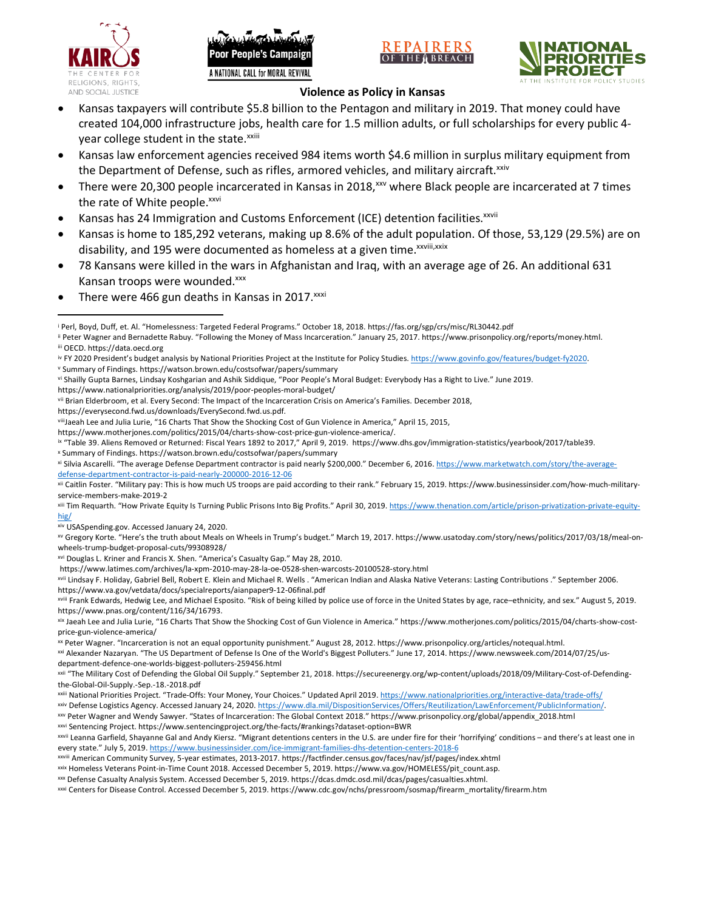## Violence as Policy in Kansas

- Kansas taxpayers will contribute $5.8 billion to the Pentagon and military in 2019. That money could have created 104,000 infrastructure jobs, health care for 1.5 million adults, or full scholarships for every public 4-year college student in the state.[xxiii]
- Kansas law enforcement agencies received 984 items worth $4.6 million in surplus military equipment from the Department of Defense, such as rifles, armored vehicles, and military aircraft.[xxiv]
- There were 20,300 people incarcerated in Kansas in 2018,[xxv] where Black people are incarcerated at 7 times the rate of White people.[xxvi]
- Kansas has 24 Immigration and Customs Enforcement (ICE) detention facilities.[xxvii]
- Kansas is home to 185,292 veterans, making up 8.6% of the adult population. Of those, 53,129 (29.5%) are on disability, and 195 were documented as homeless at a given time.[xxviii,xxix]
- 78 Kansans were killed in the wars in Afghanistan and Iraq, with an average age of 26. An additional 631 Kansan troops were wounded.[xxx]
- There were 466 gun deaths in Kansas in 2017.[xxxi]

---

[i] Perl, Boyd, Duff, et. Al. "Homelessness: Targeted Federal Programs." October 18, 2018. https://fas.org/sgp/crs/misc/RL30442.pdf

[ii] Peter Wagner and Bernadette Rabuy. "Following the Money of Mass Incarceration." January 25, 2017. https://www.prisonpolicy.org/reports/money.html.

[iii] OECD. https://data.oecd.org

[iv] FY 2020 President's budget analysis by National Priorities Project at the Institute for Policy Studies. https://www.govinfo.gov/features/budget-fy2020.

[v] Summary of Findings. https://watson.brown.edu/costsofwar/papers/summary

[vi] Shailly Gupta Barnes, Lindsay Koshgarian and Ashik Siddique, "Poor People's Moral Budget: Everybody Has a Right to Live." June 2019. https://www.nationalpriorities.org/analysis/2019/poor-peoples-moral-budget/

[vii] Brian Elderbroom, et al. Every Second: The Impact of the Incarceration Crisis on America's Families. December 2018, https://everysecond.fwd.us/downloads/EverySecond.fwd.us.pdf.

[viii] Jaeah Lee and Julia Lurie, "16 Charts That Show the Shocking Cost of Gun Violence in America," April 15, 2015, https://www.motherjones.com/politics/2015/04/charts-show-cost-price-gun-violence-america/.

[ix] "Table 39. Aliens Removed or Returned: Fiscal Years 1892 to 2017," April 9, 2019. https://www.dhs.gov/immigration-statistics/yearbook/2017/table39.

[x] Summary of Findings. https://watson.brown.edu/costsofwar/papers/summary

[xi] Silvia Ascarelli. "The average Defense Department contractor is paid nearly $200,000." December 6, 2016. https://www.marketwatch.com/story/the-average-defense-department-contractor-is-paid-nearly-200000-2016-12-06

[xii] Caitlin Foster. "Military pay: This is how much US troops are paid according to their rank." February 15, 2019. https://www.businessinsider.com/how-much-military-service-members-make-2019-2

[xiii] Tim Requarth. "How Private Equity Is Turning Public Prisons Into Big Profits." April 30, 2019. https://www.thenation.com/article/prison-privatization-private-equity-hig/

[xiv] USASpending.gov. Accessed January 24, 2020.

[xv] Gregory Korte. "Here's the truth about Meals on Wheels in Trump's budget." March 19, 2017. https://www.usatoday.com/story/news/politics/2017/03/18/meal-on-wheels-trump-budget-proposal-cuts/99308928/

[xvi] Douglas L. Kriner and Francis X. Shen. "America's Casualty Gap." May 28, 2010. https://www.latimes.com/archives/la-xpm-2010-may-28-la-oe-0528-shen-warcosts-20100528-story.html

[xvii] Lindsay F. Holiday, Gabriel Bell, Robert E. Klein and Michael R. Wells . "American Indian and Alaska Native Veterans: Lasting Contributions ." September 2006. https://www.va.gov/vetdata/docs/specialreports/aianpaper9-12-06final.pdf

[xviii] Frank Edwards, Hedwig Lee, and Michael Esposito. "Risk of being killed by police use of force in the United States by age, race–ethnicity, and sex." August 5, 2019. https://www.pnas.org/content/116/34/16793.

[xix] Jaeah Lee and Julia Lurie, "16 Charts That Show the Shocking Cost of Gun Violence in America." https://www.motherjones.com/politics/2015/04/charts-show-cost-price-gun-violence-america/

[xx] Peter Wagner. "Incarceration is not an equal opportunity punishment." August 28, 2012. https://www.prisonpolicy.org/articles/notequal.html.

[xxi] Alexander Nazaryan. "The US Department of Defense Is One of the World's Biggest Polluters." June 17, 2014. https://www.newsweek.com/2014/07/25/us-department-defence-one-worlds-biggest-polluters-259456.html

[xxii] "The Military Cost of Defending the Global Oil Supply." September 21, 2018. https://secureenergy.org/wp-content/uploads/2018/09/Military-Cost-of-Defending-the-Global-Oil-Supply.-Sep.-18.-2018.pdf

[xxiii] National Priorities Project. "Trade-Offs: Your Money, Your Choices." Updated April 2019. https://www.nationalpriorities.org/interactive-data/trade-offs/

[xxiv] Defense Logistics Agency. Accessed January 24, 2020. https://www.dla.mil/DispositionServices/Offers/Reutilization/LawEnforcement/PublicInformation/.

[xxv] Peter Wagner and Wendy Sawyer. "States of Incarceration: The Global Context 2018." https://www.prisonpolicy.org/global/appendix_2018.html

[xxvi] Sentencing Project. https://www.sentencingproject.org/the-facts/#rankings?dataset-option=BWR

[xxvii] Leanna Garfield, Shayanne Gal and Andy Kiersz. "Migrant detentions centers in the U.S. are under fire for their 'horrifying' conditions – and there's at least one in every state." July 5, 2019. https://www.businessinsider.com/ice-immigrant-families-dhs-detention-centers-2018-6

[xxviii] American Community Survey, 5-year estimates, 2013-2017. https://factfinder.census.gov/faces/nav/jsf/pages/index.xhtml

[xxix] Homeless Veterans Point-in-Time Count 2018. Accessed December 5, 2019. https://www.va.gov/HOMELESS/pit_count.asp.

[xxx] Defense Casualty Analysis System. Accessed December 5, 2019. https://dcas.dmdc.osd.mil/dcas/pages/casualties.xhtml.

[xxxi] Centers for Disease Control. Accessed December 5, 2019. https://www.cdc.gov/nchs/pressroom/sosmap/firearm_mortality/firearm.htm